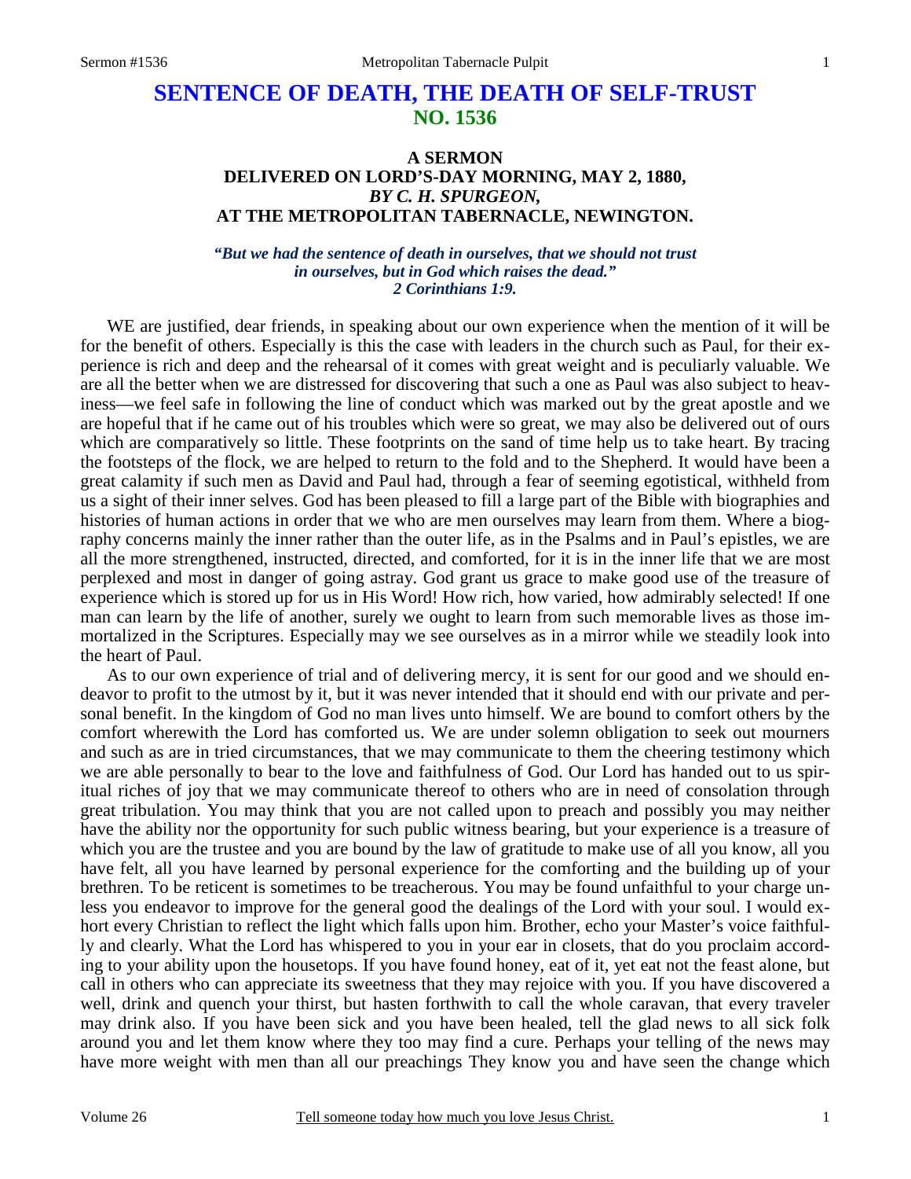# SENTENCE OF DEATH, THE DEATH OF SELF-TRUST
## NO. 1536

### A SERMON
### DELIVERED ON LORD'S-DAY MORNING, MAY 2, 1880,
### *BY C. H. SPURGEON,*
### AT THE METROPOLITAN TABERNACLE, NEWINGTON.

***"But we had the sentence of death in ourselves, that we should not trust in ourselves, but in God which raises the dead." 2 Corinthians 1:9.***

WE are justified, dear friends, in speaking about our own experience when the mention of it will be for the benefit of others. Especially is this the case with leaders in the church such as Paul, for their experience is rich and deep and the rehearsal of it comes with great weight and is peculiarly valuable. We are all the better when we are distressed for discovering that such a one as Paul was also subject to heaviness—we feel safe in following the line of conduct which was marked out by the great apostle and we are hopeful that if he came out of his troubles which were so great, we may also be delivered out of ours which are comparatively so little. These footprints on the sand of time help us to take heart. By tracing the footsteps of the flock, we are helped to return to the fold and to the Shepherd. It would have been a great calamity if such men as David and Paul had, through a fear of seeming egotistical, withheld from us a sight of their inner selves. God has been pleased to fill a large part of the Bible with biographies and histories of human actions in order that we who are men ourselves may learn from them. Where a biography concerns mainly the inner rather than the outer life, as in the Psalms and in Paul's epistles, we are all the more strengthened, instructed, directed, and comforted, for it is in the inner life that we are most perplexed and most in danger of going astray. God grant us grace to make good use of the treasure of experience which is stored up for us in His Word! How rich, how varied, how admirably selected! If one man can learn by the life of another, surely we ought to learn from such memorable lives as those immortalized in the Scriptures. Especially may we see ourselves as in a mirror while we steadily look into the heart of Paul.

As to our own experience of trial and of delivering mercy, it is sent for our good and we should endeavor to profit to the utmost by it, but it was never intended that it should end with our private and personal benefit. In the kingdom of God no man lives unto himself. We are bound to comfort others by the comfort wherewith the Lord has comforted us. We are under solemn obligation to seek out mourners and such as are in tried circumstances, that we may communicate to them the cheering testimony which we are able personally to bear to the love and faithfulness of God. Our Lord has handed out to us spiritual riches of joy that we may communicate thereof to others who are in need of consolation through great tribulation. You may think that you are not called upon to preach and possibly you may neither have the ability nor the opportunity for such public witness bearing, but your experience is a treasure of which you are the trustee and you are bound by the law of gratitude to make use of all you know, all you have felt, all you have learned by personal experience for the comforting and the building up of your brethren. To be reticent is sometimes to be treacherous. You may be found unfaithful to your charge unless you endeavor to improve for the general good the dealings of the Lord with your soul. I would exhort every Christian to reflect the light which falls upon him. Brother, echo your Master's voice faithfully and clearly. What the Lord has whispered to you in your ear in closets, that do you proclaim according to your ability upon the housetops. If you have found honey, eat of it, yet eat not the feast alone, but call in others who can appreciate its sweetness that they may rejoice with you. If you have discovered a well, drink and quench your thirst, but hasten forthwith to call the whole caravan, that every traveler may drink also. If you have been sick and you have been healed, tell the glad news to all sick folk around you and let them know where they too may find a cure. Perhaps your telling of the news may have more weight with men than all our preachings They know you and have seen the change which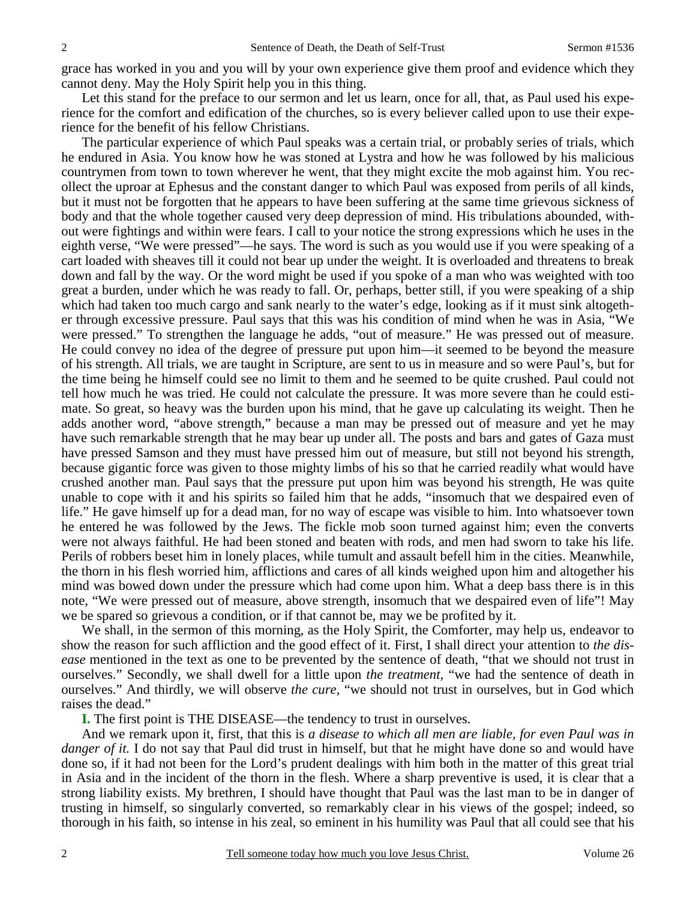grace has worked in you and you will by your own experience give them proof and evidence which they cannot deny. May the Holy Spirit help you in this thing.

Let this stand for the preface to our sermon and let us learn, once for all, that, as Paul used his experience for the comfort and edification of the churches, so is every believer called upon to use their experience for the benefit of his fellow Christians.

The particular experience of which Paul speaks was a certain trial, or probably series of trials, which he endured in Asia. You know how he was stoned at Lystra and how he was followed by his malicious countrymen from town to town wherever he went, that they might excite the mob against him. You recollect the uproar at Ephesus and the constant danger to which Paul was exposed from perils of all kinds, but it must not be forgotten that he appears to have been suffering at the same time grievous sickness of body and that the whole together caused very deep depression of mind. His tribulations abounded, without were fightings and within were fears. I call to your notice the strong expressions which he uses in the eighth verse, "We were pressed"—he says. The word is such as you would use if you were speaking of a cart loaded with sheaves till it could not bear up under the weight. It is overloaded and threatens to break down and fall by the way. Or the word might be used if you spoke of a man who was weighted with too great a burden, under which he was ready to fall. Or, perhaps, better still, if you were speaking of a ship which had taken too much cargo and sank nearly to the water's edge, looking as if it must sink altogether through excessive pressure. Paul says that this was his condition of mind when he was in Asia, "We were pressed." To strengthen the language he adds, "out of measure." He was pressed out of measure. He could convey no idea of the degree of pressure put upon him—it seemed to be beyond the measure of his strength. All trials, we are taught in Scripture, are sent to us in measure and so were Paul's, but for the time being he himself could see no limit to them and he seemed to be quite crushed. Paul could not tell how much he was tried. He could not calculate the pressure. It was more severe than he could estimate. So great, so heavy was the burden upon his mind, that he gave up calculating its weight. Then he adds another word, "above strength," because a man may be pressed out of measure and yet he may have such remarkable strength that he may bear up under all. The posts and bars and gates of Gaza must have pressed Samson and they must have pressed him out of measure, but still not beyond his strength, because gigantic force was given to those mighty limbs of his so that he carried readily what would have crushed another man. Paul says that the pressure put upon him was beyond his strength, He was quite unable to cope with it and his spirits so failed him that he adds, "insomuch that we despaired even of life." He gave himself up for a dead man, for no way of escape was visible to him. Into whatsoever town he entered he was followed by the Jews. The fickle mob soon turned against him; even the converts were not always faithful. He had been stoned and beaten with rods, and men had sworn to take his life. Perils of robbers beset him in lonely places, while tumult and assault befell him in the cities. Meanwhile, the thorn in his flesh worried him, afflictions and cares of all kinds weighed upon him and altogether his mind was bowed down under the pressure which had come upon him. What a deep bass there is in this note, "We were pressed out of measure, above strength, insomuch that we despaired even of life"! May we be spared so grievous a condition, or if that cannot be, may we be profited by it.

We shall, in the sermon of this morning, as the Holy Spirit, the Comforter, may help us, endeavor to show the reason for such affliction and the good effect of it. First, I shall direct your attention to *the disease* mentioned in the text as one to be prevented by the sentence of death, "that we should not trust in ourselves." Secondly, we shall dwell for a little upon *the treatment,* "we had the sentence of death in ourselves." And thirdly, we will observe *the cure,* "we should not trust in ourselves, but in God which raises the dead."

**I.** The first point is THE DISEASE—the tendency to trust in ourselves.

And we remark upon it, first, that this is *a disease to which all men are liable, for even Paul was in danger of it.* I do not say that Paul did trust in himself, but that he might have done so and would have done so, if it had not been for the Lord's prudent dealings with him both in the matter of this great trial in Asia and in the incident of the thorn in the flesh. Where a sharp preventive is used, it is clear that a strong liability exists. My brethren, I should have thought that Paul was the last man to be in danger of trusting in himself, so singularly converted, so remarkably clear in his views of the gospel; indeed, so thorough in his faith, so intense in his zeal, so eminent in his humility was Paul that all could see that his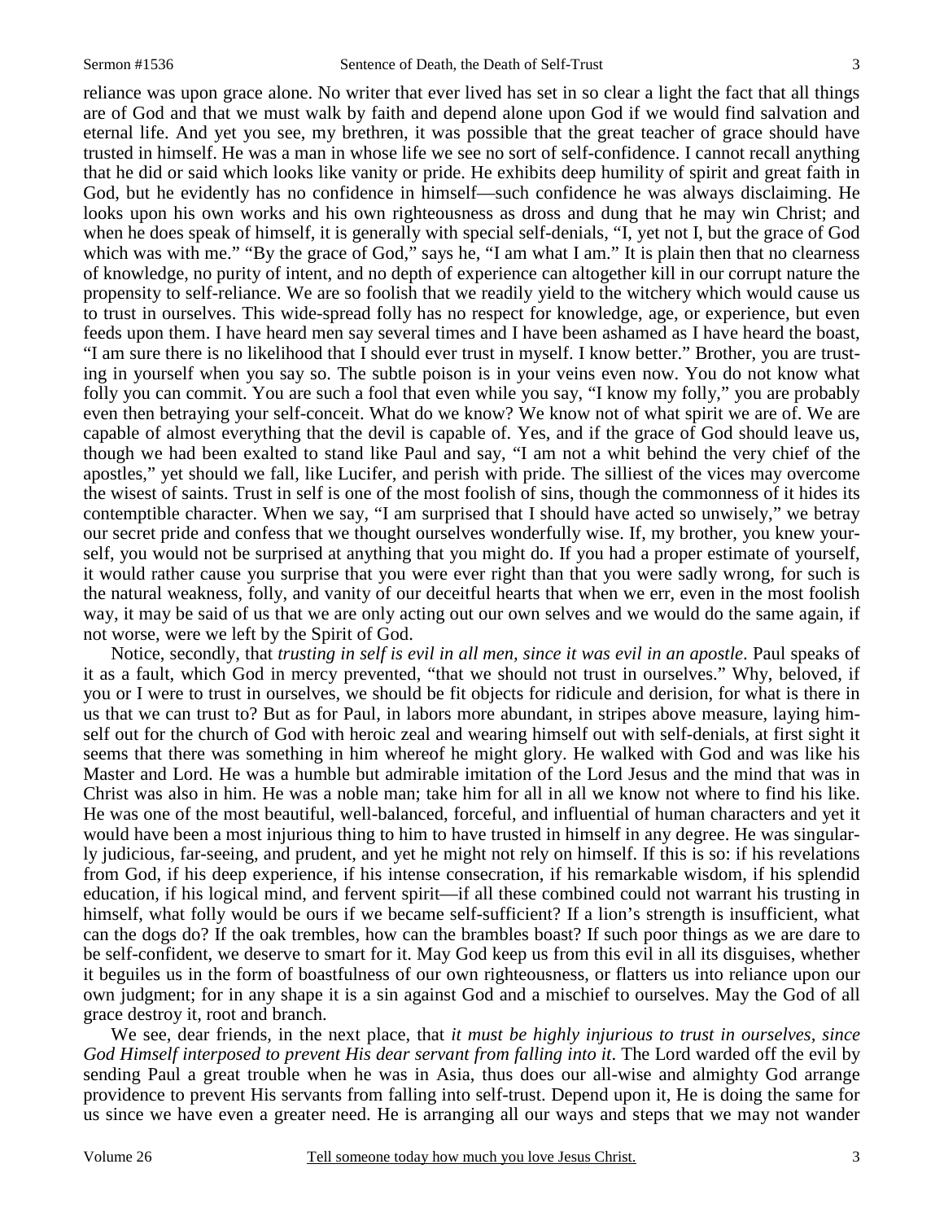reliance was upon grace alone. No writer that ever lived has set in so clear a light the fact that all things are of God and that we must walk by faith and depend alone upon God if we would find salvation and eternal life. And yet you see, my brethren, it was possible that the great teacher of grace should have trusted in himself. He was a man in whose life we see no sort of self-confidence. I cannot recall anything that he did or said which looks like vanity or pride. He exhibits deep humility of spirit and great faith in God, but he evidently has no confidence in himself—such confidence he was always disclaiming. He looks upon his own works and his own righteousness as dross and dung that he may win Christ; and when he does speak of himself, it is generally with special self-denials, "I, yet not I, but the grace of God which was with me." "By the grace of God," says he, "I am what I am." It is plain then that no clearness of knowledge, no purity of intent, and no depth of experience can altogether kill in our corrupt nature the propensity to self-reliance. We are so foolish that we readily yield to the witchery which would cause us to trust in ourselves. This wide-spread folly has no respect for knowledge, age, or experience, but even feeds upon them. I have heard men say several times and I have been ashamed as I have heard the boast, "I am sure there is no likelihood that I should ever trust in myself. I know better." Brother, you are trusting in yourself when you say so. The subtle poison is in your veins even now. You do not know what folly you can commit. You are such a fool that even while you say, "I know my folly," you are probably even then betraying your self-conceit. What do we know? We know not of what spirit we are of. We are capable of almost everything that the devil is capable of. Yes, and if the grace of God should leave us, though we had been exalted to stand like Paul and say, "I am not a whit behind the very chief of the apostles," yet should we fall, like Lucifer, and perish with pride. The silliest of the vices may overcome the wisest of saints. Trust in self is one of the most foolish of sins, though the commonness of it hides its contemptible character. When we say, "I am surprised that I should have acted so unwisely," we betray our secret pride and confess that we thought ourselves wonderfully wise. If, my brother, you knew yourself, you would not be surprised at anything that you might do. If you had a proper estimate of yourself, it would rather cause you surprise that you were ever right than that you were sadly wrong, for such is the natural weakness, folly, and vanity of our deceitful hearts that when we err, even in the most foolish way, it may be said of us that we are only acting out our own selves and we would do the same again, if not worse, were we left by the Spirit of God.

Notice, secondly, that *trusting in self is evil in all men, since it was evil in an apostle*. Paul speaks of it as a fault, which God in mercy prevented, "that we should not trust in ourselves." Why, beloved, if you or I were to trust in ourselves, we should be fit objects for ridicule and derision, for what is there in us that we can trust to? But as for Paul, in labors more abundant, in stripes above measure, laying himself out for the church of God with heroic zeal and wearing himself out with self-denials, at first sight it seems that there was something in him whereof he might glory. He walked with God and was like his Master and Lord. He was a humble but admirable imitation of the Lord Jesus and the mind that was in Christ was also in him. He was a noble man; take him for all in all we know not where to find his like. He was one of the most beautiful, well-balanced, forceful, and influential of human characters and yet it would have been a most injurious thing to him to have trusted in himself in any degree. He was singularly judicious, far-seeing, and prudent, and yet he might not rely on himself. If this is so: if his revelations from God, if his deep experience, if his intense consecration, if his remarkable wisdom, if his splendid education, if his logical mind, and fervent spirit—if all these combined could not warrant his trusting in himself, what folly would be ours if we became self-sufficient? If a lion's strength is insufficient, what can the dogs do? If the oak trembles, how can the brambles boast? If such poor things as we are dare to be self-confident, we deserve to smart for it. May God keep us from this evil in all its disguises, whether it beguiles us in the form of boastfulness of our own righteousness, or flatters us into reliance upon our own judgment; for in any shape it is a sin against God and a mischief to ourselves. May the God of all grace destroy it, root and branch.

We see, dear friends, in the next place, that *it must be highly injurious to trust in ourselves, since God Himself interposed to prevent His dear servant from falling into it*. The Lord warded off the evil by sending Paul a great trouble when he was in Asia, thus does our all-wise and almighty God arrange providence to prevent His servants from falling into self-trust. Depend upon it, He is doing the same for us since we have even a greater need. He is arranging all our ways and steps that we may not wander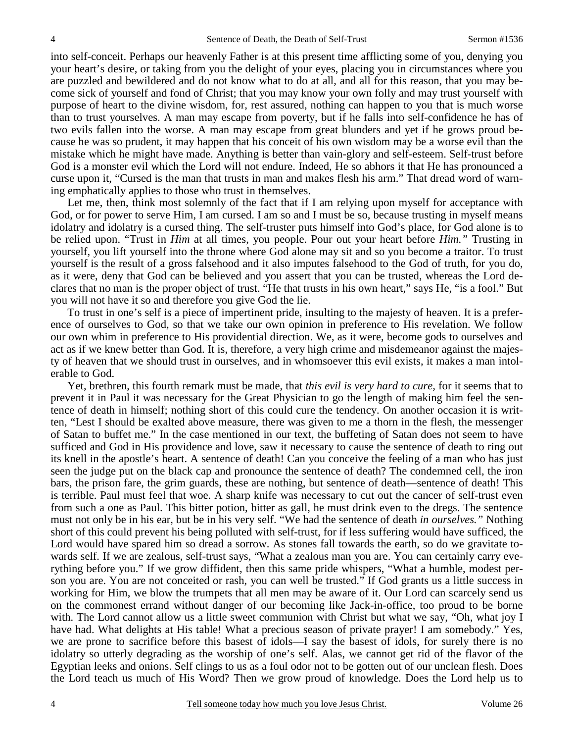into self-conceit. Perhaps our heavenly Father is at this present time afflicting some of you, denying you your heart's desire, or taking from you the delight of your eyes, placing you in circumstances where you are puzzled and bewildered and do not know what to do at all, and all for this reason, that you may become sick of yourself and fond of Christ; that you may know your own folly and may trust yourself with purpose of heart to the divine wisdom, for, rest assured, nothing can happen to you that is much worse than to trust yourselves. A man may escape from poverty, but if he falls into self-confidence he has of two evils fallen into the worse. A man may escape from great blunders and yet if he grows proud because he was so prudent, it may happen that his conceit of his own wisdom may be a worse evil than the mistake which he might have made. Anything is better than vain-glory and self-esteem. Self-trust before God is a monster evil which the Lord will not endure. Indeed, He so abhors it that He has pronounced a curse upon it, "Cursed is the man that trusts in man and makes flesh his arm." That dread word of warning emphatically applies to those who trust in themselves.

Let me, then, think most solemnly of the fact that if I am relying upon myself for acceptance with God, or for power to serve Him, I am cursed. I am so and I must be so, because trusting in myself means idolatry and idolatry is a cursed thing. The self-truster puts himself into God's place, for God alone is to be relied upon. "Trust in *Him* at all times, you people. Pour out your heart before *Him."* Trusting in yourself, you lift yourself into the throne where God alone may sit and so you become a traitor. To trust yourself is the result of a gross falsehood and it also imputes falsehood to the God of truth, for you do, as it were, deny that God can be believed and you assert that you can be trusted, whereas the Lord declares that no man is the proper object of trust. "He that trusts in his own heart," says He, "is a fool." But you will not have it so and therefore you give God the lie.

To trust in one's self is a piece of impertinent pride, insulting to the majesty of heaven. It is a preference of ourselves to God, so that we take our own opinion in preference to His revelation. We follow our own whim in preference to His providential direction. We, as it were, become gods to ourselves and act as if we knew better than God. It is, therefore, a very high crime and misdemeanor against the majesty of heaven that we should trust in ourselves, and in whomsoever this evil exists, it makes a man intolerable to God.

Yet, brethren, this fourth remark must be made, that *this evil is very hard to cure,* for it seems that to prevent it in Paul it was necessary for the Great Physician to go the length of making him feel the sentence of death in himself; nothing short of this could cure the tendency. On another occasion it is written, "Lest I should be exalted above measure, there was given to me a thorn in the flesh, the messenger of Satan to buffet me." In the case mentioned in our text, the buffeting of Satan does not seem to have sufficed and God in His providence and love, saw it necessary to cause the sentence of death to ring out its knell in the apostle's heart. A sentence of death! Can you conceive the feeling of a man who has just seen the judge put on the black cap and pronounce the sentence of death? The condemned cell, the iron bars, the prison fare, the grim guards, these are nothing, but sentence of death—sentence of death! This is terrible. Paul must feel that woe. A sharp knife was necessary to cut out the cancer of self-trust even from such a one as Paul. This bitter potion, bitter as gall, he must drink even to the dregs. The sentence must not only be in his ear, but be in his very self. "We had the sentence of death *in ourselves."* Nothing short of this could prevent his being polluted with self-trust, for if less suffering would have sufficed, the Lord would have spared him so dread a sorrow. As stones fall towards the earth, so do we gravitate towards self. If we are zealous, self-trust says, "What a zealous man you are. You can certainly carry everything before you." If we grow diffident, then this same pride whispers, "What a humble, modest person you are. You are not conceited or rash, you can well be trusted." If God grants us a little success in working for Him, we blow the trumpets that all men may be aware of it. Our Lord can scarcely send us on the commonest errand without danger of our becoming like Jack-in-office, too proud to be borne with. The Lord cannot allow us a little sweet communion with Christ but what we say, "Oh, what joy I have had. What delights at His table! What a precious season of private prayer! I am somebody." Yes, we are prone to sacrifice before this basest of idols—I say the basest of idols, for surely there is no idolatry so utterly degrading as the worship of one's self. Alas, we cannot get rid of the flavor of the Egyptian leeks and onions. Self clings to us as a foul odor not to be gotten out of our unclean flesh. Does the Lord teach us much of His Word? Then we grow proud of knowledge. Does the Lord help us to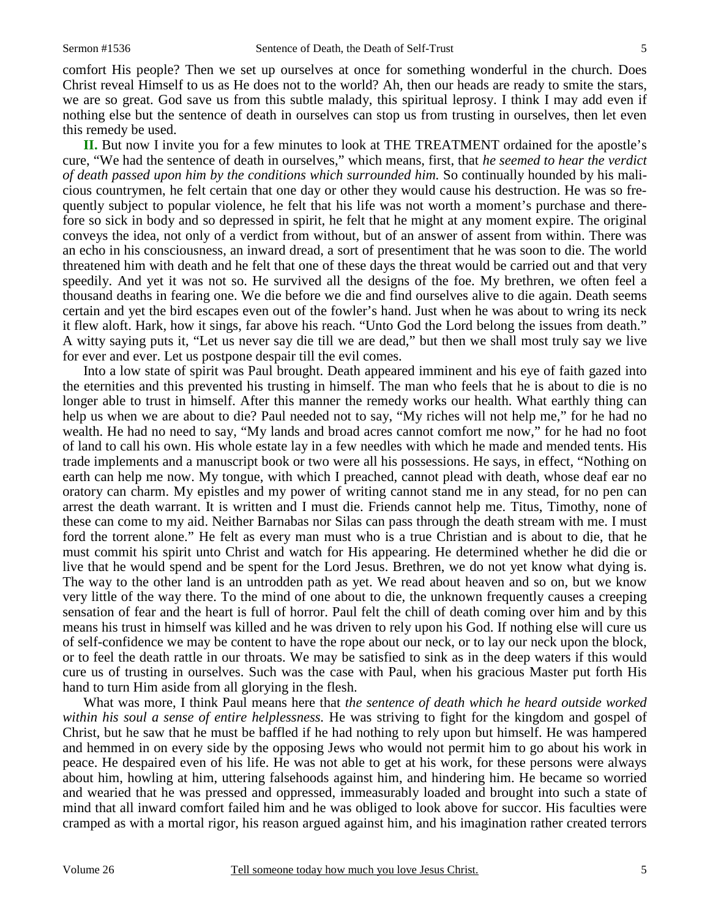comfort His people? Then we set up ourselves at once for something wonderful in the church. Does Christ reveal Himself to us as He does not to the world? Ah, then our heads are ready to smite the stars, we are so great. God save us from this subtle malady, this spiritual leprosy. I think I may add even if nothing else but the sentence of death in ourselves can stop us from trusting in ourselves, then let even this remedy be used.

**II.** But now I invite you for a few minutes to look at THE TREATMENT ordained for the apostle's cure, "We had the sentence of death in ourselves," which means, first, that *he seemed to hear the verdict of death passed upon him by the conditions which surrounded him.* So continually hounded by his malicious countrymen, he felt certain that one day or other they would cause his destruction. He was so frequently subject to popular violence, he felt that his life was not worth a moment's purchase and therefore so sick in body and so depressed in spirit, he felt that he might at any moment expire. The original conveys the idea, not only of a verdict from without, but of an answer of assent from within. There was an echo in his consciousness, an inward dread, a sort of presentiment that he was soon to die. The world threatened him with death and he felt that one of these days the threat would be carried out and that very speedily. And yet it was not so. He survived all the designs of the foe. My brethren, we often feel a thousand deaths in fearing one. We die before we die and find ourselves alive to die again. Death seems certain and yet the bird escapes even out of the fowler's hand. Just when he was about to wring its neck it flew aloft. Hark, how it sings, far above his reach. "Unto God the Lord belong the issues from death." A witty saying puts it, "Let us never say die till we are dead," but then we shall most truly say we live for ever and ever. Let us postpone despair till the evil comes.

Into a low state of spirit was Paul brought. Death appeared imminent and his eye of faith gazed into the eternities and this prevented his trusting in himself. The man who feels that he is about to die is no longer able to trust in himself. After this manner the remedy works our health. What earthly thing can help us when we are about to die? Paul needed not to say, "My riches will not help me," for he had no wealth. He had no need to say, "My lands and broad acres cannot comfort me now," for he had no foot of land to call his own. His whole estate lay in a few needles with which he made and mended tents. His trade implements and a manuscript book or two were all his possessions. He says, in effect, "Nothing on earth can help me now. My tongue, with which I preached, cannot plead with death, whose deaf ear no oratory can charm. My epistles and my power of writing cannot stand me in any stead, for no pen can arrest the death warrant. It is written and I must die. Friends cannot help me. Titus, Timothy, none of these can come to my aid. Neither Barnabas nor Silas can pass through the death stream with me. I must ford the torrent alone." He felt as every man must who is a true Christian and is about to die, that he must commit his spirit unto Christ and watch for His appearing. He determined whether he did die or live that he would spend and be spent for the Lord Jesus. Brethren, we do not yet know what dying is. The way to the other land is an untrodden path as yet. We read about heaven and so on, but we know very little of the way there. To the mind of one about to die, the unknown frequently causes a creeping sensation of fear and the heart is full of horror. Paul felt the chill of death coming over him and by this means his trust in himself was killed and he was driven to rely upon his God. If nothing else will cure us of self-confidence we may be content to have the rope about our neck, or to lay our neck upon the block, or to feel the death rattle in our throats. We may be satisfied to sink as in the deep waters if this would cure us of trusting in ourselves. Such was the case with Paul, when his gracious Master put forth His hand to turn Him aside from all glorying in the flesh.

What was more, I think Paul means here that *the sentence of death which he heard outside worked within his soul a sense of entire helplessness.* He was striving to fight for the kingdom and gospel of Christ, but he saw that he must be baffled if he had nothing to rely upon but himself. He was hampered and hemmed in on every side by the opposing Jews who would not permit him to go about his work in peace. He despaired even of his life. He was not able to get at his work, for these persons were always about him, howling at him, uttering falsehoods against him, and hindering him. He became so worried and wearied that he was pressed and oppressed, immeasurably loaded and brought into such a state of mind that all inward comfort failed him and he was obliged to look above for succor. His faculties were cramped as with a mortal rigor, his reason argued against him, and his imagination rather created terrors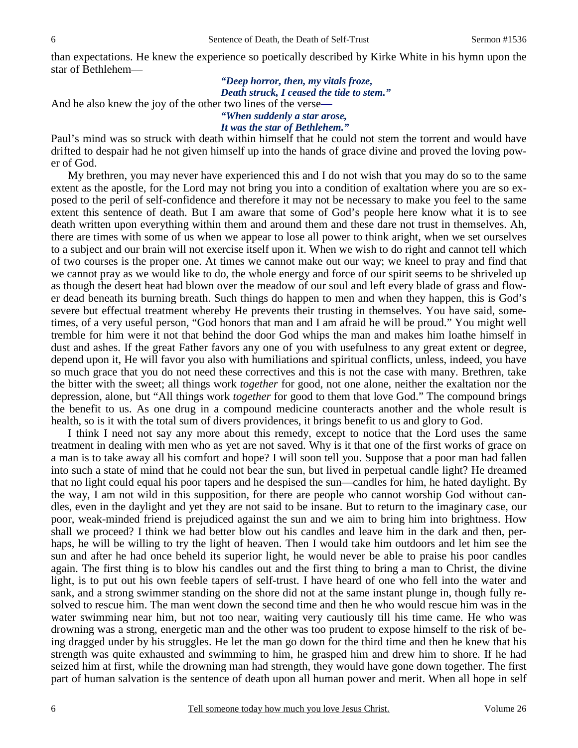than expectations. He knew the experience so poetically described by Kirke White in his hymn upon the star of Bethlehem—

> ***"Deep horror, then, my vitals froze,***
> ***Death struck, I ceased the tide to stem."***

And he also knew the joy of the other two lines of the verse**—**

> ***"When suddenly a star arose,***
> ***It was the star of Bethlehem."***

Paul's mind was so struck with death within himself that he could not stem the torrent and would have drifted to despair had he not given himself up into the hands of grace divine and proved the loving power of God.

My brethren, you may never have experienced this and I do not wish that you may do so to the same extent as the apostle, for the Lord may not bring you into a condition of exaltation where you are so exposed to the peril of self-confidence and therefore it may not be necessary to make you feel to the same extent this sentence of death. But I am aware that some of God's people here know what it is to see death written upon everything within them and around them and these dare not trust in themselves. Ah, there are times with some of us when we appear to lose all power to think aright, when we set ourselves to a subject and our brain will not exercise itself upon it. When we wish to do right and cannot tell which of two courses is the proper one. At times we cannot make out our way; we kneel to pray and find that we cannot pray as we would like to do, the whole energy and force of our spirit seems to be shriveled up as though the desert heat had blown over the meadow of our soul and left every blade of grass and flower dead beneath its burning breath. Such things do happen to men and when they happen, this is God's severe but effectual treatment whereby He prevents their trusting in themselves. You have said, sometimes, of a very useful person, "God honors that man and I am afraid he will be proud." You might well tremble for him were it not that behind the door God whips the man and makes him loathe himself in dust and ashes. If the great Father favors any one of you with usefulness to any great extent or degree, depend upon it, He will favor you also with humiliations and spiritual conflicts, unless, indeed, you have so much grace that you do not need these correctives and this is not the case with many. Brethren, take the bitter with the sweet; all things work *together* for good, not one alone, neither the exaltation nor the depression, alone, but "All things work *together* for good to them that love God." The compound brings the benefit to us. As one drug in a compound medicine counteracts another and the whole result is health, so is it with the total sum of divers providences, it brings benefit to us and glory to God.

I think I need not say any more about this remedy, except to notice that the Lord uses the same treatment in dealing with men who as yet are not saved. Why is it that one of the first works of grace on a man is to take away all his comfort and hope? I will soon tell you. Suppose that a poor man had fallen into such a state of mind that he could not bear the sun, but lived in perpetual candle light? He dreamed that no light could equal his poor tapers and he despised the sun—candles for him, he hated daylight. By the way, I am not wild in this supposition, for there are people who cannot worship God without candles, even in the daylight and yet they are not said to be insane. But to return to the imaginary case, our poor, weak-minded friend is prejudiced against the sun and we aim to bring him into brightness. How shall we proceed? I think we had better blow out his candles and leave him in the dark and then, perhaps, he will be willing to try the light of heaven. Then I would take him outdoors and let him see the sun and after he had once beheld its superior light, he would never be able to praise his poor candles again. The first thing is to blow his candles out and the first thing to bring a man to Christ, the divine light, is to put out his own feeble tapers of self-trust. I have heard of one who fell into the water and sank, and a strong swimmer standing on the shore did not at the same instant plunge in, though fully resolved to rescue him. The man went down the second time and then he who would rescue him was in the water swimming near him, but not too near, waiting very cautiously till his time came. He who was drowning was a strong, energetic man and the other was too prudent to expose himself to the risk of being dragged under by his struggles. He let the man go down for the third time and then he knew that his strength was quite exhausted and swimming to him, he grasped him and drew him to shore. If he had seized him at first, while the drowning man had strength, they would have gone down together. The first part of human salvation is the sentence of death upon all human power and merit. When all hope in self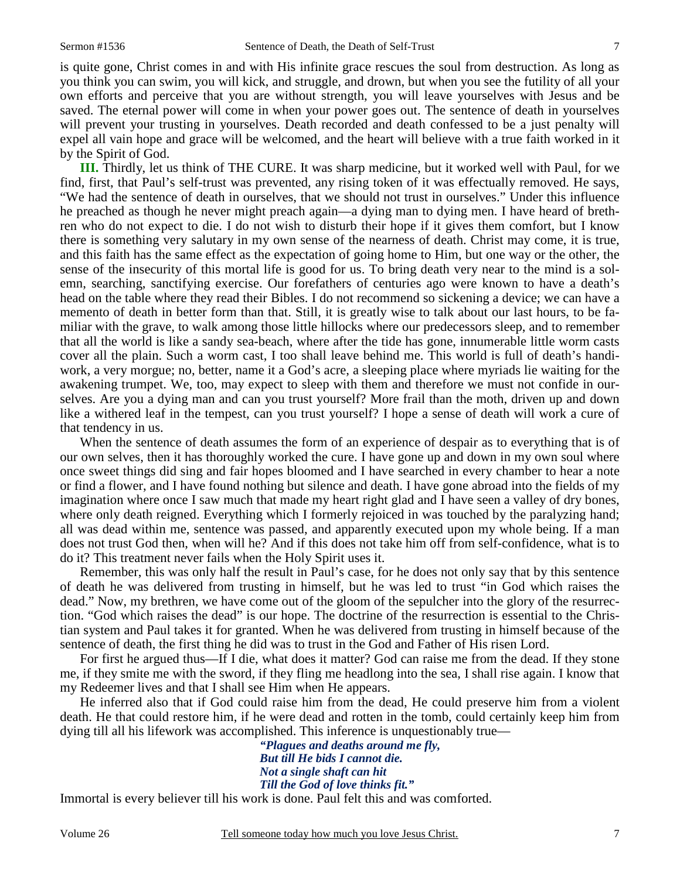is quite gone, Christ comes in and with His infinite grace rescues the soul from destruction. As long as you think you can swim, you will kick, and struggle, and drown, but when you see the futility of all your own efforts and perceive that you are without strength, you will leave yourselves with Jesus and be saved. The eternal power will come in when your power goes out. The sentence of death in yourselves will prevent your trusting in yourselves. Death recorded and death confessed to be a just penalty will expel all vain hope and grace will be welcomed, and the heart will believe with a true faith worked in it by the Spirit of God.

**III.** Thirdly, let us think of THE CURE. It was sharp medicine, but it worked well with Paul, for we find, first, that Paul's self-trust was prevented, any rising token of it was effectually removed. He says, "We had the sentence of death in ourselves, that we should not trust in ourselves." Under this influence he preached as though he never might preach again—a dying man to dying men. I have heard of brethren who do not expect to die. I do not wish to disturb their hope if it gives them comfort, but I know there is something very salutary in my own sense of the nearness of death. Christ may come, it is true, and this faith has the same effect as the expectation of going home to Him, but one way or the other, the sense of the insecurity of this mortal life is good for us. To bring death very near to the mind is a solemn, searching, sanctifying exercise. Our forefathers of centuries ago were known to have a death's head on the table where they read their Bibles. I do not recommend so sickening a device; we can have a memento of death in better form than that. Still, it is greatly wise to talk about our last hours, to be familiar with the grave, to walk among those little hillocks where our predecessors sleep, and to remember that all the world is like a sandy sea-beach, where after the tide has gone, innumerable little worm casts cover all the plain. Such a worm cast, I too shall leave behind me. This world is full of death's handiwork, a very morgue; no, better, name it a God's acre, a sleeping place where myriads lie waiting for the awakening trumpet. We, too, may expect to sleep with them and therefore we must not confide in ourselves. Are you a dying man and can you trust yourself? More frail than the moth, driven up and down like a withered leaf in the tempest, can you trust yourself? I hope a sense of death will work a cure of that tendency in us.

When the sentence of death assumes the form of an experience of despair as to everything that is of our own selves, then it has thoroughly worked the cure. I have gone up and down in my own soul where once sweet things did sing and fair hopes bloomed and I have searched in every chamber to hear a note or find a flower, and I have found nothing but silence and death. I have gone abroad into the fields of my imagination where once I saw much that made my heart right glad and I have seen a valley of dry bones, where only death reigned. Everything which I formerly rejoiced in was touched by the paralyzing hand; all was dead within me, sentence was passed, and apparently executed upon my whole being. If a man does not trust God then, when will he? And if this does not take him off from self-confidence, what is to do it? This treatment never fails when the Holy Spirit uses it.

Remember, this was only half the result in Paul's case, for he does not only say that by this sentence of death he was delivered from trusting in himself, but he was led to trust "in God which raises the dead." Now, my brethren, we have come out of the gloom of the sepulcher into the glory of the resurrection. "God which raises the dead" is our hope. The doctrine of the resurrection is essential to the Christian system and Paul takes it for granted. When he was delivered from trusting in himself because of the sentence of death, the first thing he did was to trust in the God and Father of His risen Lord.

For first he argued thus—If I die, what does it matter? God can raise me from the dead. If they stone me, if they smite me with the sword, if they fling me headlong into the sea, I shall rise again. I know that my Redeemer lives and that I shall see Him when He appears.

He inferred also that if God could raise him from the dead, He could preserve him from a violent death. He that could restore him, if he were dead and rotten in the tomb, could certainly keep him from dying till all his lifework was accomplished. This inference is unquestionably true—

> ***"Plagues and deaths around me fly,***
> ***But till He bids I cannot die.***
> ***Not a single shaft can hit***
> ***Till the God of love thinks fit."***

Immortal is every believer till his work is done. Paul felt this and was comforted.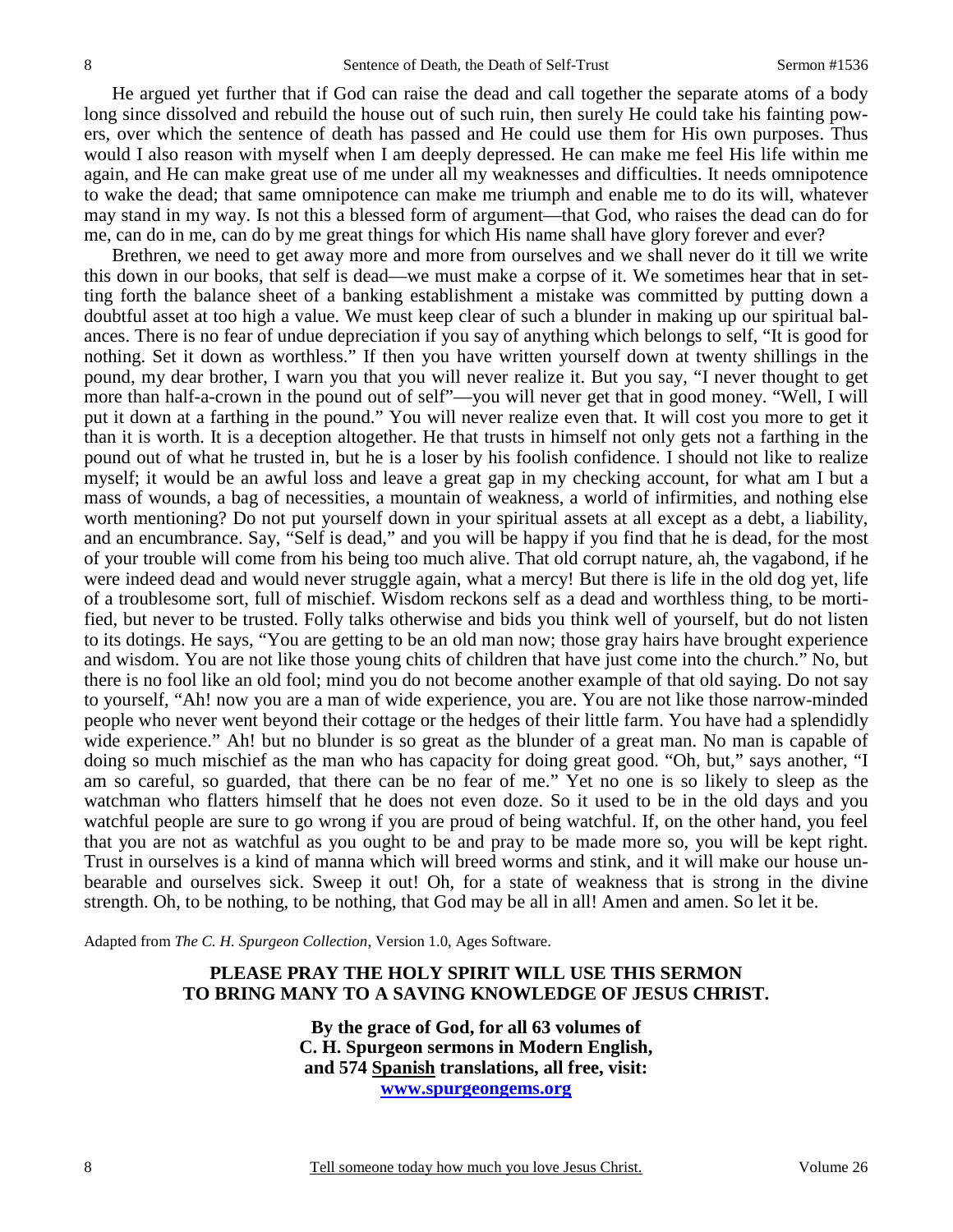He argued yet further that if God can raise the dead and call together the separate atoms of a body long since dissolved and rebuild the house out of such ruin, then surely He could take his fainting powers, over which the sentence of death has passed and He could use them for His own purposes. Thus would I also reason with myself when I am deeply depressed. He can make me feel His life within me again, and He can make great use of me under all my weaknesses and difficulties. It needs omnipotence to wake the dead; that same omnipotence can make me triumph and enable me to do its will, whatever may stand in my way. Is not this a blessed form of argument—that God, who raises the dead can do for me, can do in me, can do by me great things for which His name shall have glory forever and ever?

Brethren, we need to get away more and more from ourselves and we shall never do it till we write this down in our books, that self is dead—we must make a corpse of it. We sometimes hear that in setting forth the balance sheet of a banking establishment a mistake was committed by putting down a doubtful asset at too high a value. We must keep clear of such a blunder in making up our spiritual balances. There is no fear of undue depreciation if you say of anything which belongs to self, "It is good for nothing. Set it down as worthless." If then you have written yourself down at twenty shillings in the pound, my dear brother, I warn you that you will never realize it. But you say, "I never thought to get more than half-a-crown in the pound out of self"—you will never get that in good money. "Well, I will put it down at a farthing in the pound." You will never realize even that. It will cost you more to get it than it is worth. It is a deception altogether. He that trusts in himself not only gets not a farthing in the pound out of what he trusted in, but he is a loser by his foolish confidence. I should not like to realize myself; it would be an awful loss and leave a great gap in my checking account, for what am I but a mass of wounds, a bag of necessities, a mountain of weakness, a world of infirmities, and nothing else worth mentioning? Do not put yourself down in your spiritual assets at all except as a debt, a liability, and an encumbrance. Say, "Self is dead," and you will be happy if you find that he is dead, for the most of your trouble will come from his being too much alive. That old corrupt nature, ah, the vagabond, if he were indeed dead and would never struggle again, what a mercy! But there is life in the old dog yet, life of a troublesome sort, full of mischief. Wisdom reckons self as a dead and worthless thing, to be mortified, but never to be trusted. Folly talks otherwise and bids you think well of yourself, but do not listen to its dotings. He says, "You are getting to be an old man now; those gray hairs have brought experience and wisdom. You are not like those young chits of children that have just come into the church." No, but there is no fool like an old fool; mind you do not become another example of that old saying. Do not say to yourself, "Ah! now you are a man of wide experience, you are. You are not like those narrow-minded people who never went beyond their cottage or the hedges of their little farm. You have had a splendidly wide experience." Ah! but no blunder is so great as the blunder of a great man. No man is capable of doing so much mischief as the man who has capacity for doing great good. "Oh, but," says another, "I am so careful, so guarded, that there can be no fear of me." Yet no one is so likely to sleep as the watchman who flatters himself that he does not even doze. So it used to be in the old days and you watchful people are sure to go wrong if you are proud of being watchful. If, on the other hand, you feel that you are not as watchful as you ought to be and pray to be made more so, you will be kept right. Trust in ourselves is a kind of manna which will breed worms and stink, and it will make our house unbearable and ourselves sick. Sweep it out! Oh, for a state of weakness that is strong in the divine strength. Oh, to be nothing, to be nothing, that God may be all in all! Amen and amen. So let it be.

Adapted from *The C. H. Spurgeon Collection*, Version 1.0, Ages Software.

**PLEASE PRAY THE HOLY SPIRIT WILL USE THIS SERMON TO BRING MANY TO A SAVING KNOWLEDGE OF JESUS CHRIST.**

**By the grace of God, for all 63 volumes of C. H. Spurgeon sermons in Modern English, and 574 Spanish translations, all free, visit: www.spurgeongems.org**